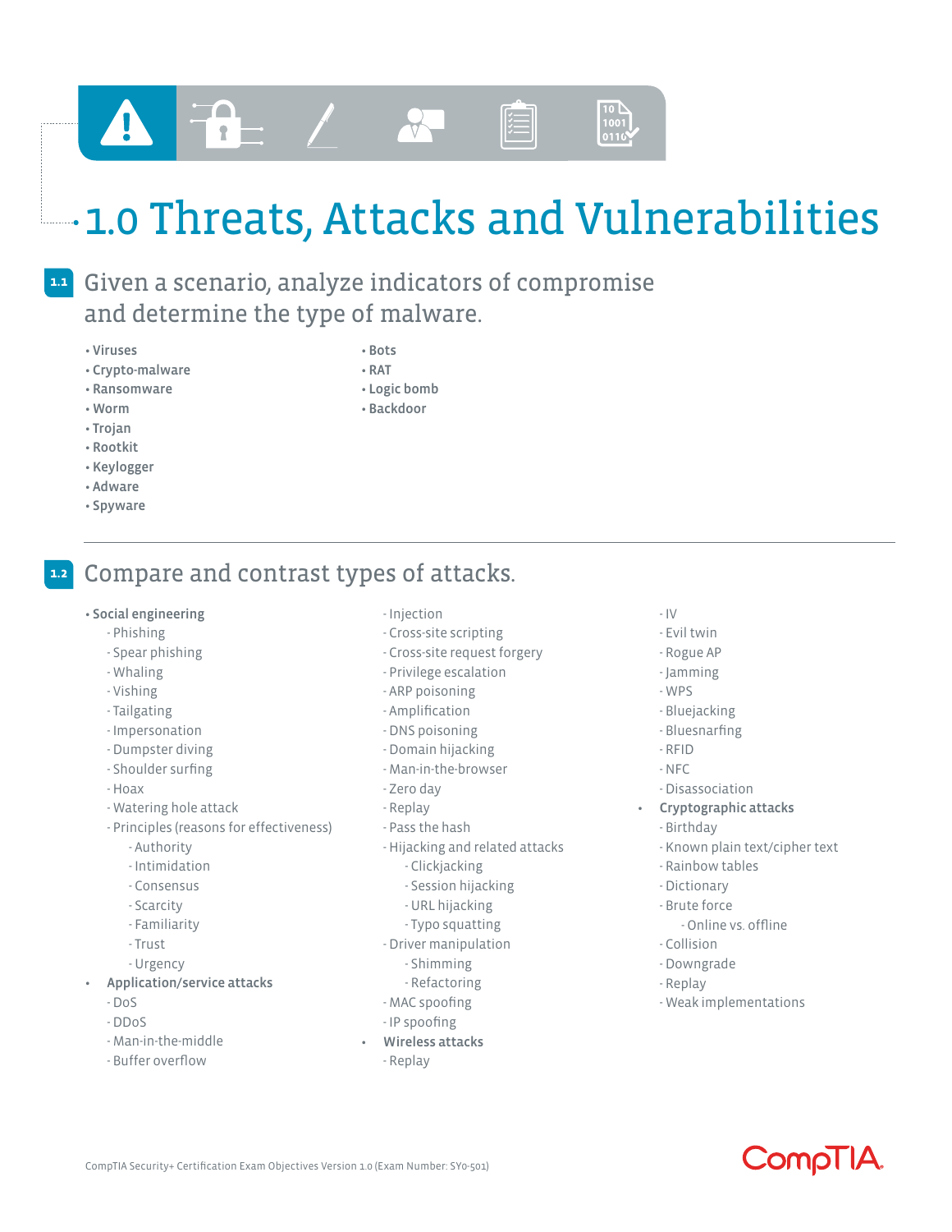# 1.0 Threats, Attacks and Vulnerabilities

## 1.1 Given a scenario, analyze indicators of compromise and determine the type of malware.

- **Viruses**
- **Crypto-malware**
- **Ransomware**
- **Worm**
- **Trojan**
- **Rootkit**
- **Keylogger**
- **Adware**
- **Spyware**
- **Bots**
- **RAT**
- **Logic bomb**
- **Backdoor**

## 1.2 Compare and contrast types of attacks.

- **Social engineering**
  - Phishing
  - Spear phishing
  - Whaling
  - Vishing
  - Tailgating
  - Impersonation
  - Dumpster diving
  - Shoulder surfing
  - Hoax
  - Watering hole attack
  - Principles (reasons for effectiveness)
    - Authority
    - Intimidation
    - Consensus
    - Scarcity
    - Familiarity
    - Trust
    - Urgency
- **Application/service attacks**
  - DoS
  - DDoS
  - Man-in-the-middle
  - Buffer overflow
  - Injection
  - Cross-site scripting
  - Cross-site request forgery
  - Privilege escalation
  - ARP poisoning
  - Amplification
  - DNS poisoning
  - Domain hijacking
  - Man-in-the-browser
  - Zero day
  - Replay
  - Pass the hash
  - Hijacking and related attacks
    - Clickjacking
    - Session hijacking
    - URL hijacking
    - Typo squatting
  - Driver manipulation
    - Shimming
    - Refactoring
  - MAC spoofing
  - IP spoofing
- **Wireless attacks**
  - Replay
  - IV
  - Evil twin
  - Rogue AP
  - Jamming
  - WPS
  - Bluejacking
  - Bluesnarfing
  - RFID
  - NFC
  - Disassociation
- **Cryptographic attacks**
  - Birthday
  - Known plain text/cipher text
  - Rainbow tables
  - Dictionary
  - Brute force
    - Online vs. offline
  - Collision
  - Downgrade
  - Replay
  - Weak implementations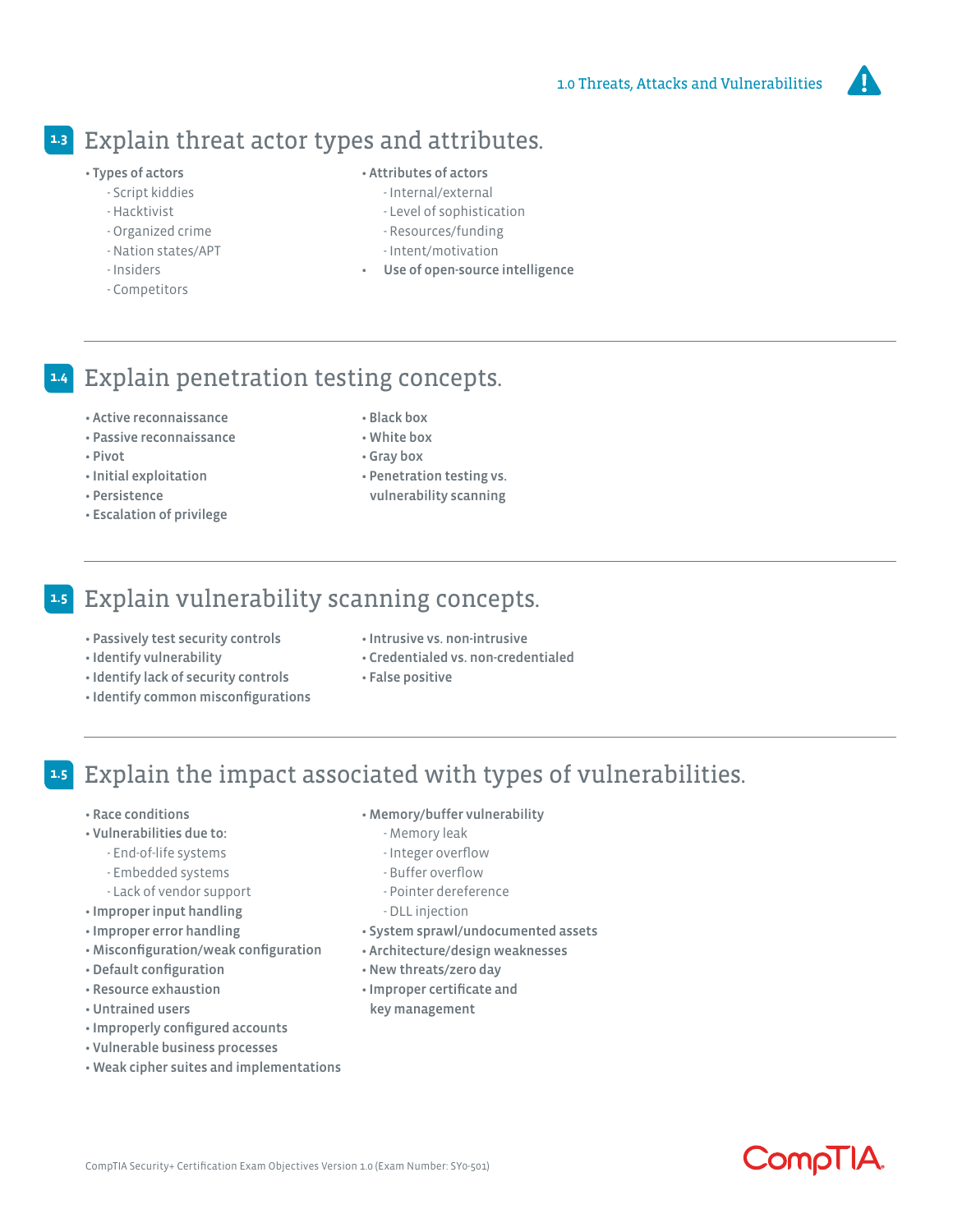## 1.3 Explain threat actor types and attributes.

- **Types of actors**
  - Script kiddies
  - Hacktivist
  - Organized crime
  - Nation states/APT
  - Insiders
  - Competitors
- **Attributes of actors**
  - Internal/external
  - Level of sophistication
  - Resources/funding
  - Intent/motivation
- **Use of open-source intelligence**

## 1.4 Explain penetration testing concepts.

- **Active reconnaissance**
- **Passive reconnaissance**
- **Pivot**
- **Initial exploitation**
- **Persistence**
- **Escalation of privilege**
- **Black box**
- **White box**
- **Gray box**
- **Penetration testing vs. vulnerability scanning**

## 1.5 Explain vulnerability scanning concepts.

- **Passively test security controls**
- **Identify vulnerability**
- **Identify lack of security controls**
- **Identify common misconfigurations**
- **Intrusive vs. non-intrusive**
- **Credentialed vs. non-credentialed**
- **False positive**

## 1.5 Explain the impact associated with types of vulnerabilities.

- **Race conditions**
- **Vulnerabilities due to:**
  - End-of-life systems
  - Embedded systems
  - Lack of vendor support
- **Improper input handling**
- **Improper error handling**
- **Misconfiguration/weak configuration**
- **Default configuration**
- **Resource exhaustion**
- **Untrained users**
- **Improperly configured accounts**
- **Vulnerable business processes**
- **Weak cipher suites and implementations**
- **Memory/buffer vulnerability**
  - Memory leak
  - Integer overflow
  - Buffer overflow
  - Pointer dereference
  - DLL injection
- **System sprawl/undocumented assets**
- **Architecture/design weaknesses**
- **New threats/zero day**
- **Improper certificate and key management**